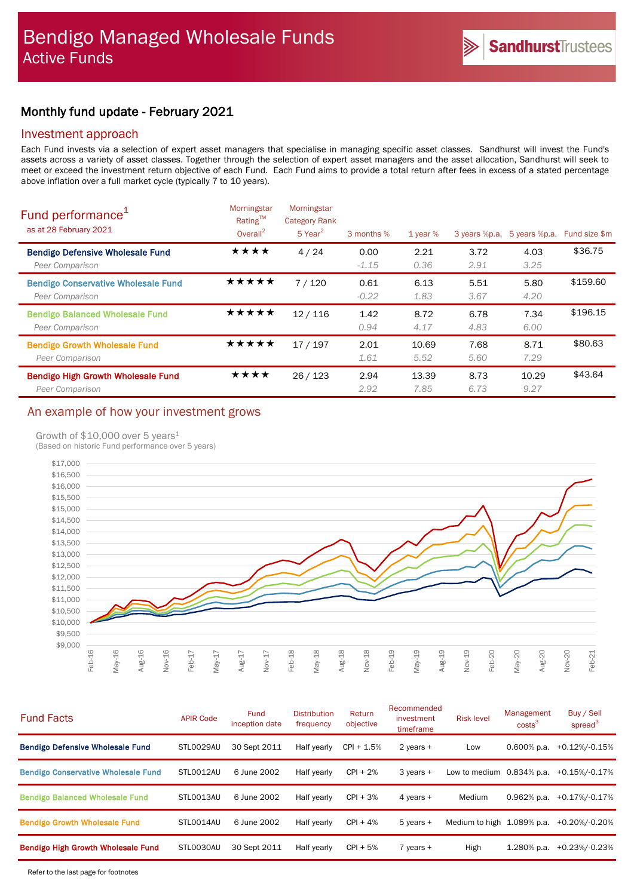# Bendigo Managed Wholesale Funds

## Active Funds

SandhurstTrustees

## Monthly fund update - February 2021

## Investment approach

Each Fund invests via a selection of expert asset managers that specialise in managing specific asset classes. Sandhurst will invest the Fund's assets across a variety of asset classes. Together through the selection of expert asset managers and the asset allocation, Sandhurst will seek to meet or exceed the investment return objective of each Fund. Each Fund aims to provide a total return after fees in excess of a stated percentage above inflation over a full market cycle (typically 7 to 10 years).

## Fund performance[1]

as at 28 February 2021

| | Morningstar Rating™ Overall[2] | Morningstar Category Rank 5 Year[2] | 3 months % | 1 year % | 3 years %p.a. | 5 years %p.a. | Fund size $m |
|---|---|---|---|---|---|---|---|
| **Bendigo Defensive Wholesale Fund** | ★★★★ | 4 / 24 | 0.00 | 2.21 | 3.72 | 4.03 | $36.75 |
| *Peer Comparison* | | | *-1.15* | *0.36* | *2.91* | *3.25* | |
| **Bendigo Conservative Wholesale Fund** | ★★★★★ | 7 / 120 | 0.61 | 6.13 | 5.51 | 5.80 | $159.60 |
| *Peer Comparison* | | | *-0.22* | *1.83* | *3.67* | *4.20* | |
| **Bendigo Balanced Wholesale Fund** | ★★★★★ | 12 / 116 | 1.42 | 8.72 | 6.78 | 7.34 | $196.15 |
| *Peer Comparison* | | | *0.94* | *4.17* | *4.83* | *6.00* | |
| **Bendigo Growth Wholesale Fund** | ★★★★★ | 17 / 197 | 2.01 | 10.69 | 7.68 | 8.71 | $80.63 |
| *Peer Comparison* | | | *1.61* | *5.52* | *5.60* | *7.29* | |
| **Bendigo High Growth Wholesale Fund** | ★★★★ | 26 / 123 | 2.94 | 13.39 | 8.73 | 10.29 | $43.64 |
| *Peer Comparison* | | | *2.92* | *7.85* | *6.73* | *9.27* | |

## An example of how your investment grows

Growth of $10,000 over 5 years[1]
(Based on historic Fund performance over 5 years)

## Fund Facts

| | APIR Code | Fund inception date | Distribution frequency | Return objective | Recommended investment timeframe | Risk level | Management costs[3] | Buy / Sell spread[3] |
|---|---|---|---|---|---|---|---|---|
| **Bendigo Defensive Wholesale Fund** | STL0029AU | 30 Sept 2011 | Half yearly | CPI + 1.5% | 2 years + | Low | 0.600% p.a. | +0.12%/-0.15% |
| **Bendigo Conservative Wholesale Fund** | STL0012AU | 6 June 2002 | Half yearly | CPI + 2% | 3 years + | Low to medium | 0.834% p.a. | +0.15%/-0.17% |
| **Bendigo Balanced Wholesale Fund** | STL0013AU | 6 June 2002 | Half yearly | CPI + 3% | 4 years + | Medium | 0.962% p.a. | +0.17%/-0.17% |
| **Bendigo Growth Wholesale Fund** | STL0014AU | 6 June 2002 | Half yearly | CPI + 4% | 5 years + | Medium to high | 1.089% p.a. | +0.20%/-0.20% |
| **Bendigo High Growth Wholesale Fund** | STL0030AU | 30 Sept 2011 | Half yearly | CPI + 5% | 7 years + | High | 1.280% p.a. | +0.23%/-0.23% |

Refer to the last page for footnotes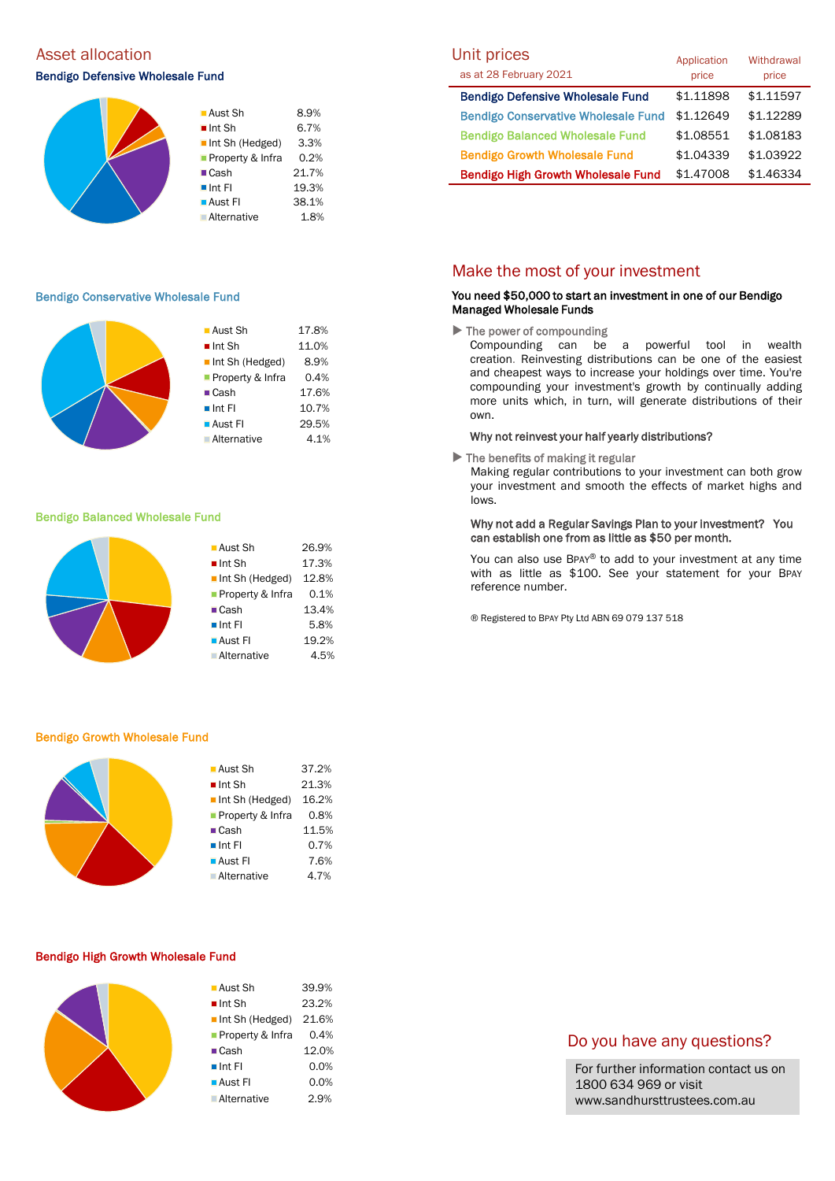## Asset allocation

### Bendigo Defensive Wholesale Fund

| Asset | % |
|---|---|
| Aust Sh | 8.9% |
| Int Sh | 6.7% |
| Int Sh (Hedged) | 3.3% |
| Property & Infra | 0.2% |
| Cash | 21.7% |
| Int FI | 19.3% |
| Aust FI | 38.1% |
| Alternative | 1.8% |

### Bendigo Conservative Wholesale Fund

| Asset | % |
|---|---|
| Aust Sh | 17.8% |
| Int Sh | 11.0% |
| Int Sh (Hedged) | 8.9% |
| Property & Infra | 0.4% |
| Cash | 17.6% |
| Int FI | 10.7% |
| Aust FI | 29.5% |
| Alternative | 4.1% |

### Bendigo Balanced Wholesale Fund

| Asset | % |
|---|---|
| Aust Sh | 26.9% |
| Int Sh | 17.3% |
| Int Sh (Hedged) | 12.8% |
| Property & Infra | 0.1% |
| Cash | 13.4% |
| Int FI | 5.8% |
| Aust FI | 19.2% |
| Alternative | 4.5% |

### Bendigo Growth Wholesale Fund

| Asset | % |
|---|---|
| Aust Sh | 37.2% |
| Int Sh | 21.3% |
| Int Sh (Hedged) | 16.2% |
| Property & Infra | 0.8% |
| Cash | 11.5% |
| Int FI | 0.7% |
| Aust FI | 7.6% |
| Alternative | 4.7% |

### Bendigo High Growth Wholesale Fund

| Asset | % |
|---|---|
| Aust Sh | 39.9% |
| Int Sh | 23.2% |
| Int Sh (Hedged) | 21.6% |
| Property & Infra | 0.4% |
| Cash | 12.0% |
| Int FI | 0.0% |
| Aust FI | 0.0% |
| Alternative | 2.9% |

## Unit prices

as at 28 February 2021

| | Application price | Withdrawal price |
|---|---|---|
| Bendigo Defensive Wholesale Fund | $1.11898 | $1.11597 |
| Bendigo Conservative Wholesale Fund | $1.12649 | $1.12289 |
| Bendigo Balanced Wholesale Fund | $1.08551 | $1.08183 |
| Bendigo Growth Wholesale Fund | $1.04339 | $1.03922 |
| Bendigo High Growth Wholesale Fund | $1.47008 | $1.46334 |

## Make the most of your investment

**You need $50,000 to start an investment in one of our Bendigo Managed Wholesale Funds**

- **The power of compounding**

  Compounding can be a powerful tool in wealth creation. Reinvesting distributions can be one of the easiest and cheapest ways to increase your holdings over time. You're compounding your investment's growth by continually adding more units which, in turn, will generate distributions of their own.

  **Why not reinvest your half yearly distributions?**

- **The benefits of making it regular**

  Making regular contributions to your investment can both grow your investment and smooth the effects of market highs and lows.

  **Why not add a Regular Savings Plan to your investment? You can establish one from as little as $50 per month.**

  You can also use BPAY® to add to your investment at any time with as little as $100. See your statement for your BPAY reference number.

® Registered to BPAY Pty Ltd ABN 69 079 137 518

## Do you have any questions?

For further information contact us on 1800 634 969 or visit www.sandhursttrustees.com.au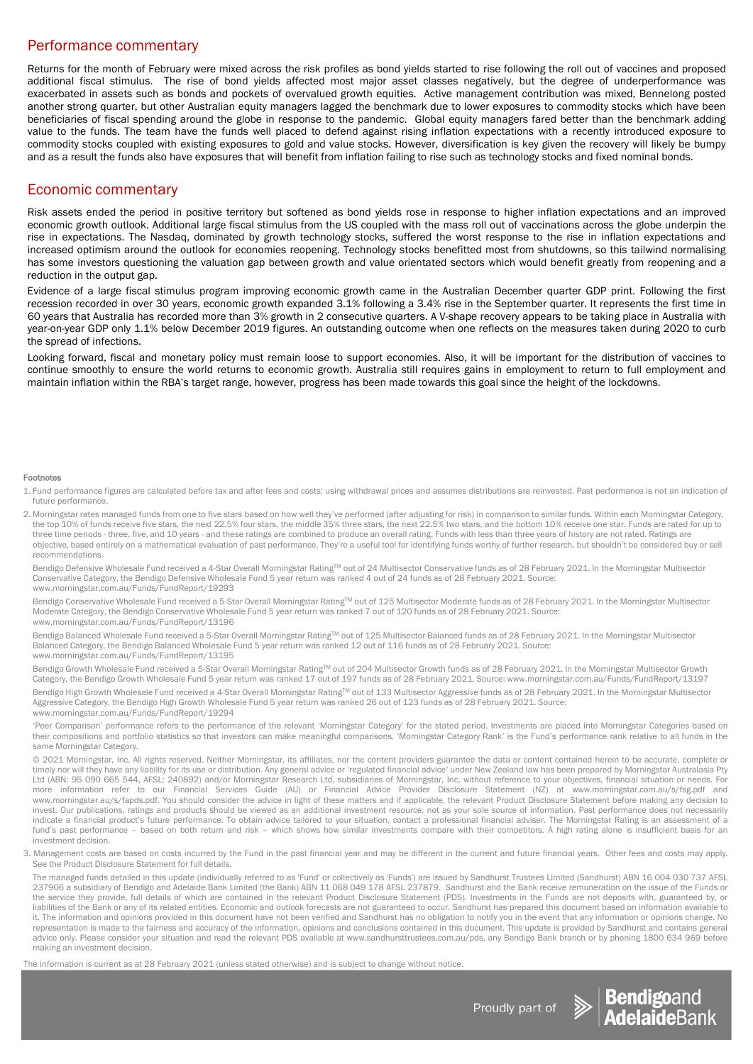## Performance commentary

Returns for the month of February were mixed across the risk profiles as bond yields started to rise following the roll out of vaccines and proposed additional fiscal stimulus. The rise of bond yields affected most major asset classes negatively, but the degree of underperformance was exacerbated in assets such as bonds and pockets of overvalued growth equities. Active management contribution was mixed, Bennelong posted another strong quarter, but other Australian equity managers lagged the benchmark due to lower exposures to commodity stocks which have been beneficiaries of fiscal spending around the globe in response to the pandemic. Global equity managers fared better than the benchmark adding value to the funds. The team have the funds well placed to defend against rising inflation expectations with a recently introduced exposure to commodity stocks coupled with existing exposures to gold and value stocks. However, diversification is key given the recovery will likely be bumpy and as a result the funds also have exposures that will benefit from inflation failing to rise such as technology stocks and fixed nominal bonds.

## Economic commentary

Risk assets ended the period in positive territory but softened as bond yields rose in response to higher inflation expectations and an improved economic growth outlook. Additional large fiscal stimulus from the US coupled with the mass roll out of vaccinations across the globe underpin the rise in expectations. The Nasdaq, dominated by growth technology stocks, suffered the worst response to the rise in inflation expectations and increased optimism around the outlook for economies reopening. Technology stocks benefitted most from shutdowns, so this tailwind normalising has some investors questioning the valuation gap between growth and value orientated sectors which would benefit greatly from reopening and a reduction in the output gap.

Evidence of a large fiscal stimulus program improving economic growth came in the Australian December quarter GDP print. Following the first recession recorded in over 30 years, economic growth expanded 3.1% following a 3.4% rise in the September quarter. It represents the first time in 60 years that Australia has recorded more than 3% growth in 2 consecutive quarters. A V-shape recovery appears to be taking place in Australia with year-on-year GDP only 1.1% below December 2019 figures. An outstanding outcome when one reflects on the measures taken during 2020 to curb the spread of infections.

Looking forward, fiscal and monetary policy must remain loose to support economies. Also, it will be important for the distribution of vaccines to continue smoothly to ensure the world returns to economic growth. Australia still requires gains in employment to return to full employment and maintain inflation within the RBA's target range, however, progress has been made towards this goal since the height of the lockdowns.

#### Footnotes

1. Fund performance figures are calculated before tax and after fees and costs; using withdrawal prices and assumes distributions are reinvested. Past performance is not an indication of future performance.
2. Morningstar rates managed funds from one to five stars based on how well they've performed (after adjusting for risk) in comparison to similar funds. Within each Morningstar Category, the top 10% of funds receive five stars, the next 22.5% four stars, the middle 35% three stars, the next 22.5% two stars, and the bottom 10% receive one star. Funds are rated for up to three time periods - three, five, and 10 years - and these ratings are combined to produce an overall rating. Funds with less than three years of history are not rated. Ratings are objective, based entirely on a mathematical evaluation of past performance. They're a useful tool for identifying funds worthy of further research, but shouldn't be considered buy or sell recommendations.

   Bendigo Defensive Wholesale Fund received a 4-Star Overall Morningstar Rating™ out of 24 Multisector Conservative funds as of 28 February 2021. In the Morningstar Multisector Conservative Category, the Bendigo Defensive Wholesale Fund 5 year return was ranked 4 out of 24 funds as of 28 February 2021. Source: www.morningstar.com.au/Funds/FundReport/19293

   Bendigo Conservative Wholesale Fund received a 5-Star Overall Morningstar Rating™ out of 125 Multisector Moderate funds as of 28 February 2021. In the Morningstar Multisector Moderate Category, the Bendigo Conservative Wholesale Fund 5 year return was ranked 7 out of 120 funds as of 28 February 2021. Source: www.morningstar.com.au/Funds/FundReport/13196

   Bendigo Balanced Wholesale Fund received a 5-Star Overall Morningstar Rating™ out of 125 Multisector Balanced funds as of 28 February 2021. In the Morningstar Multisector Balanced Category, the Bendigo Balanced Wholesale Fund 5 year return was ranked 12 out of 116 funds as of 28 February 2021. Source: www.morningstar.com.au/Funds/FundReport/13195

   Bendigo Growth Wholesale Fund received a 5-Star Overall Morningstar Rating™ out of 204 Multisector Growth funds as of 28 February 2021. In the Morningstar Multisector Growth Category, the Bendigo Growth Wholesale Fund 5 year return was ranked 17 out of 197 funds as of 28 February 2021. Source: www.morningstar.com.au/Funds/FundReport/13197

   Bendigo High Growth Wholesale Fund received a 4-Star Overall Morningstar Rating™ out of 133 Multisector Aggressive funds as of 28 February 2021. In the Morningstar Multisector Aggressive Category, the Bendigo High Growth Wholesale Fund 5 year return was ranked 26 out of 123 funds as of 28 February 2021. Source: www.morningstar.com.au/Funds/FundReport/19294

   'Peer Comparison' performance refers to the performance of the relevant 'Morningstar Category' for the stated period. Investments are placed into Morningstar Categories based on their compositions and portfolio statistics so that investors can make meaningful comparisons. 'Morningstar Category Rank' is the Fund's performance rank relative to all funds in the same Morningstar Category.

   © 2021 Morningstar, Inc. All rights reserved. Neither Morningstar, its affiliates, nor the content providers guarantee the data or content contained herein to be accurate, complete or timely nor will they have any liability for its use or distribution. Any general advice or 'regulated financial advice' under New Zealand law has been prepared by Morningstar Australasia Pty Ltd (ABN: 95 090 665 544, AFSL: 240892) and/or Morningstar Research Ltd, subsidiaries of Morningstar, Inc, without reference to your objectives, financial situation or needs. For more information refer to our Financial Services Guide (AU) and Financial Advice Provider Disclosure Statement (NZ) at www.morningstar.com.au/s/fsg.pdf and www.morningstar.au/s/fapds.pdf. You should consider the advice in light of these matters and if applicable, the relevant Product Disclosure Statement before making any decision to invest. Our publications, ratings and products should be viewed as an additional investment resource, not as your sole source of information. Past performance does not necessarily indicate a financial product's future performance. To obtain advice tailored to your situation, contact a professional financial adviser. The Morningstar Rating is an assessment of a fund's past performance – based on both return and risk – which shows how similar investments compare with their competitors. A high rating alone is insufficient basis for an investment decision.
3. Management costs are based on costs incurred by the Fund in the past financial year and may be different in the current and future financial years. Other fees and costs may apply. See the Product Disclosure Statement for full details.

   The managed funds detailed in this update (individually referred to as 'Fund' or collectively as 'Funds') are issued by Sandhurst Trustees Limited (Sandhurst) ABN 16 004 030 737 AFSL 237906 a subsidiary of Bendigo and Adelaide Bank Limited (the Bank) ABN 11 068 049 178 AFSL 237879. Sandhurst and the Bank receive remuneration on the issue of the Funds or the service they provide, full details of which are contained in the relevant Product Disclosure Statement (PDS). Investments in the Funds are not deposits with, guaranteed by, or liabilities of the Bank or any of its related entities. Economic and outlook forecasts are not guaranteed to occur. Sandhurst has prepared this document based on information available to it. The information and opinions provided in this document have not been verified and Sandhurst has no obligation to notify you in the event that any information or opinions change. No representation is made to the fairness and accuracy of the information, opinions and conclusions contained in this document. This update is provided by Sandhurst and contains general advice only. Please consider your situation and read the relevant PDS available at www.sandhursttrustees.com.au/pds, any Bendigo Bank branch or by phoning 1800 634 969 before making an investment decision.

The information is current as at 28 February 2021 (unless stated otherwise) and is subject to change without notice.

Proudly part of Bendigo and Adelaide Bank